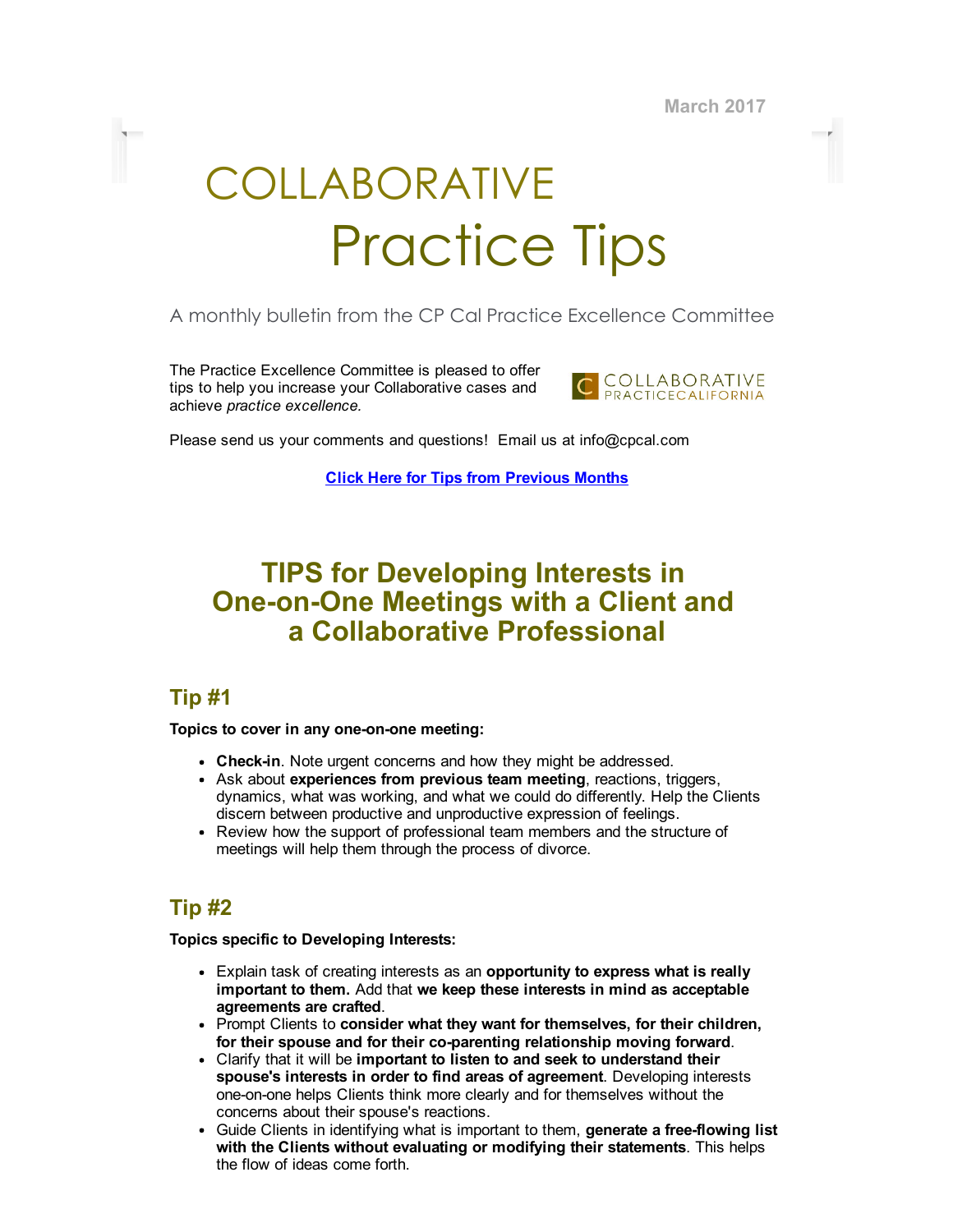March 2017

# COLLABORATIVE Practice Tips

A monthly bulletin from the CP Cal Practice Excellence Committee

The Practice Excellence Committee is pleased to offer tips to help you increase your Collaborative cases and achieve *practice excellence.*

COLLABORATIVE PRACTICECALIFORNIA

Please send us your comments and questions!  Email us at info@cpcal.com

**Click Here for Tips from Previous Months**

## TIPS for Developing Interests in One-on-One Meetings with a Client and a Collaborative Professional

### Tip #1

**Topics to cover in any one-on-one meeting:**

- **Check-in**. Note urgent concerns and how they might be addressed.
- Ask about **experiences from previous team meeting**, reactions, triggers, dynamics, what was working, and what we could do differently. Help the Clients discern between productive and unproductive expression of feelings.
- Review how the support of professional team members and the structure of meetings will help them through the process of divorce.

### Tip #2

**Topics specific to Developing Interests:**

- Explain task of creating interests as an **opportunity to express what is really important to them.** Add that **we keep these interests in mind as acceptable agreements are crafted**.
- Prompt Clients to **consider what they want for themselves, for their children, for their spouse and for their co-parenting relationship moving forward**.
- Clarify that it will be **important to listen to and seek to understand their spouse's interests in order to find areas of agreement**. Developing interests one-on-one helps Clients think more clearly and for themselves without the concerns about their spouse's reactions.
- Guide Clients in identifying what is important to them, **generate a free-flowing list with the Clients without evaluating or modifying their statements**. This helps the flow of ideas come forth.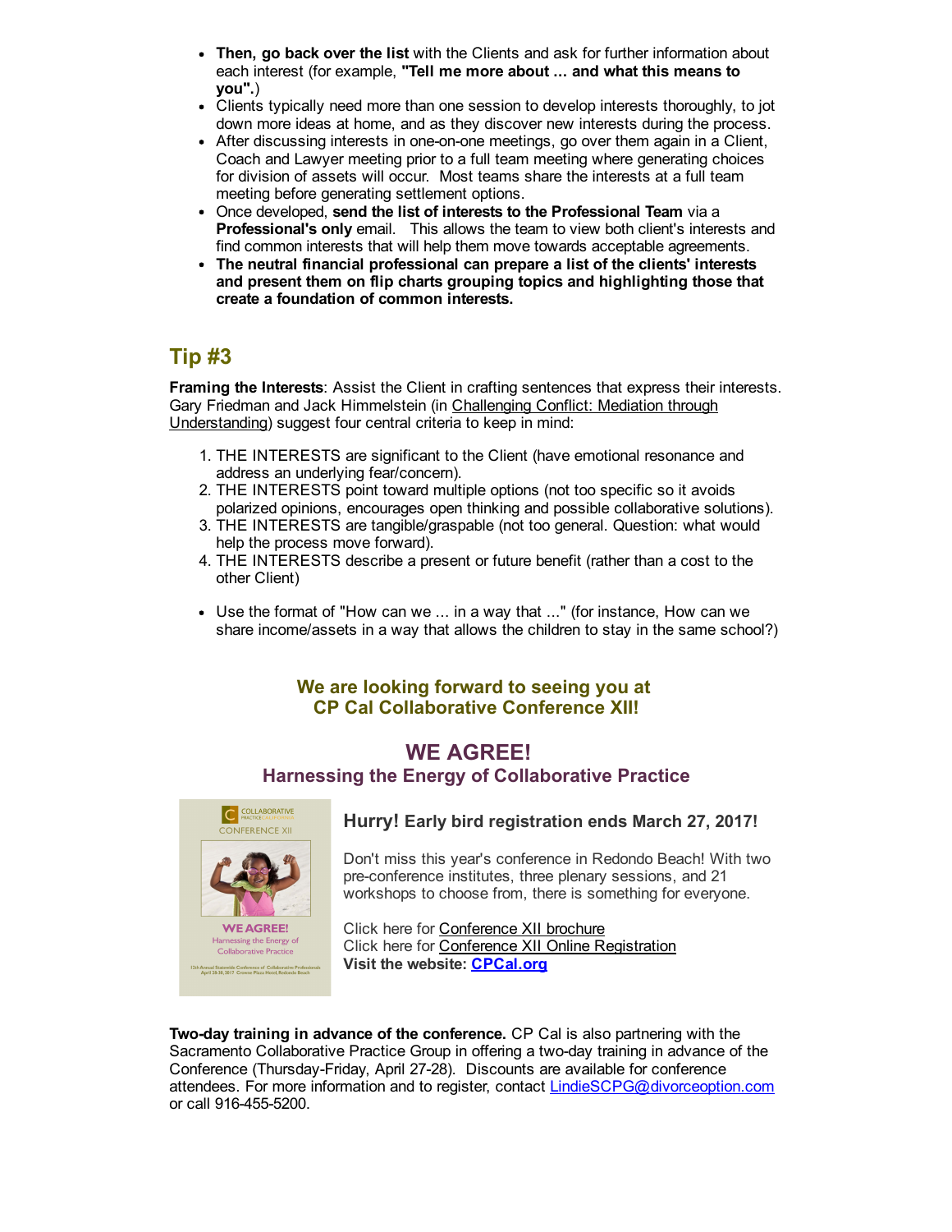- **Then, go back over the list** with the Clients and ask for further information about each interest (for example, **"Tell me more about ... and what this means to you".**)
- Clients typically need more than one session to develop interests thoroughly, to jot down more ideas at home, and as they discover new interests during the process.
- After discussing interests in one-on-one meetings, go over them again in a Client, Coach and Lawyer meeting prior to a full team meeting where generating choices for division of assets will occur. Most teams share the interests at a full team meeting before generating settlement options.
- Once developed, **send the list of interests to the Professional Team** via a **Professional's only** email. This allows the team to view both client's interests and find common interests that will help them move towards acceptable agreements.
- **The neutral financial professional can prepare a list of the clients' interests and present them on flip charts grouping topics and highlighting those that create a foundation of common interests.**

## Tip #3

**Framing the Interests**: Assist the Client in crafting sentences that express their interests. Gary Friedman and Jack Himmelstein (in Challenging Conflict: Mediation through Understanding) suggest four central criteria to keep in mind:

1. THE INTERESTS are significant to the Client (have emotional resonance and address an underlying fear/concern).
2. THE INTERESTS point toward multiple options (not too specific so it avoids polarized opinions, encourages open thinking and possible collaborative solutions).
3. THE INTERESTS are tangible/graspable (not too general. Question: what would help the process move forward).
4. THE INTERESTS describe a present or future benefit (rather than a cost to the other Client)

- Use the format of "How can we ... in a way that ..." (for instance, How can we share income/assets in a way that allows the children to stay in the same school?)

### We are looking forward to seeing you at CP Cal Collaborative Conference XII!

## WE AGREE!
### Harnessing the Energy of Collaborative Practice

**Hurry! Early bird registration ends March 27, 2017!**

Don't miss this year's conference in Redondo Beach! With two pre-conference institutes, three plenary sessions, and 21 workshops to choose from, there is something for everyone.

Click here for Conference XII brochure
Click here for Conference XII Online Registration
**Visit the website: CPCal.org**

**Two-day training in advance of the conference.** CP Cal is also partnering with the Sacramento Collaborative Practice Group in offering a two-day training in advance of the Conference (Thursday-Friday, April 27-28). Discounts are available for conference attendees. For more information and to register, contact LindieSCPG@divorceoption.com or call 916-455-5200.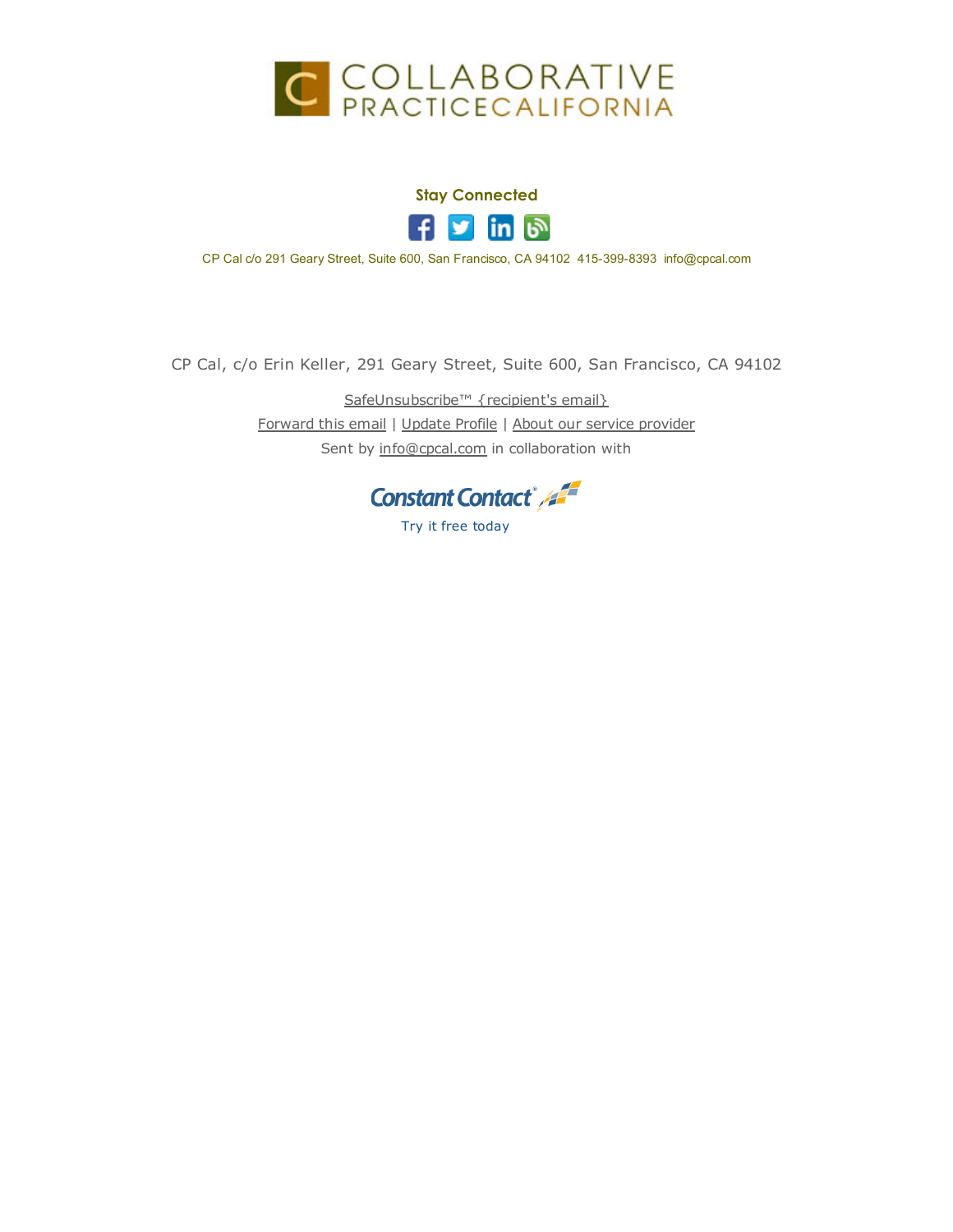COLLABORATIVE PRACTICE CALIFORNIA

**Stay Connected**

CP Cal c/o 291 Geary Street, Suite 600, San Francisco, CA 94102  415-399-8393  info@cpcal.com

CP Cal, c/o Erin Keller, 291 Geary Street, Suite 600, San Francisco, CA 94102

SafeUnsubscribe™ {recipient's email}

Forward this email | Update Profile | About our service provider

Sent by info@cpcal.com in collaboration with

Constant Contact®

Try it free today